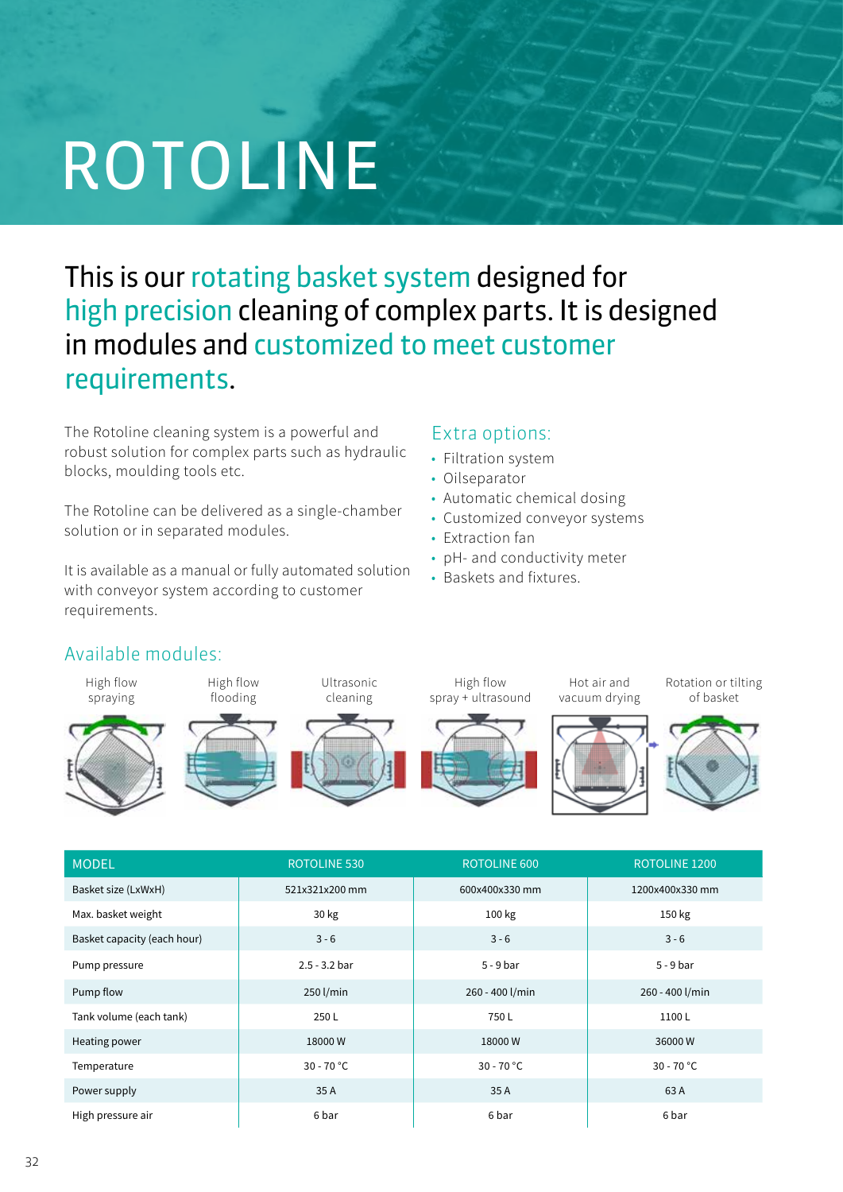# ROTOLINE

## This is our rotating basket system designed for high precision cleaning of complex parts. It is designed in modules and customized to meet customer requirements.

The Rotoline cleaning system is a powerful and robust solution for complex parts such as hydraulic blocks, moulding tools etc.

The Rotoline can be delivered as a single-chamber solution or in separated modules.

It is available as a manual or fully automated solution with conveyor system according to customer requirements.

### Extra options:

- Filtration system
- Oilseparator
- Automatic chemical dosing
- Customized conveyor systems
- Extraction fan
- pH- and conductivity meter
- Baskets and fixtures.

### Available modules:

- High flow spraying
- High flow flooding
- Ultrasonic cleaning
- High flow spray + ultrasound
- Hot air and vacuum drying
- Rotation or tilting of basket

| MODEL | ROTOLINE 530 | ROTOLINE 600 | ROTOLINE 1200 |
|---|---|---|---|
| Basket size (LxWxH) | 521x321x200 mm | 600x400x330 mm | 1200x400x330 mm |
| Max. basket weight | 30 kg | 100 kg | 150 kg |
| Basket capacity (each hour) | 3 - 6 | 3 - 6 | 3 - 6 |
| Pump pressure | 2.5 - 3.2 bar | 5 - 9 bar | 5 - 9 bar |
| Pump flow | 250 l/min | 260 - 400 l/min | 260 - 400 l/min |
| Tank volume (each tank) | 250 L | 750 L | 1100 L |
| Heating power | 18000 W | 18000 W | 36000 W |
| Temperature | 30 - 70 °C | 30 - 70 °C | 30 - 70 °C |
| Power supply | 35 A | 35 A | 63 A |
| High pressure air | 6 bar | 6 bar | 6 bar |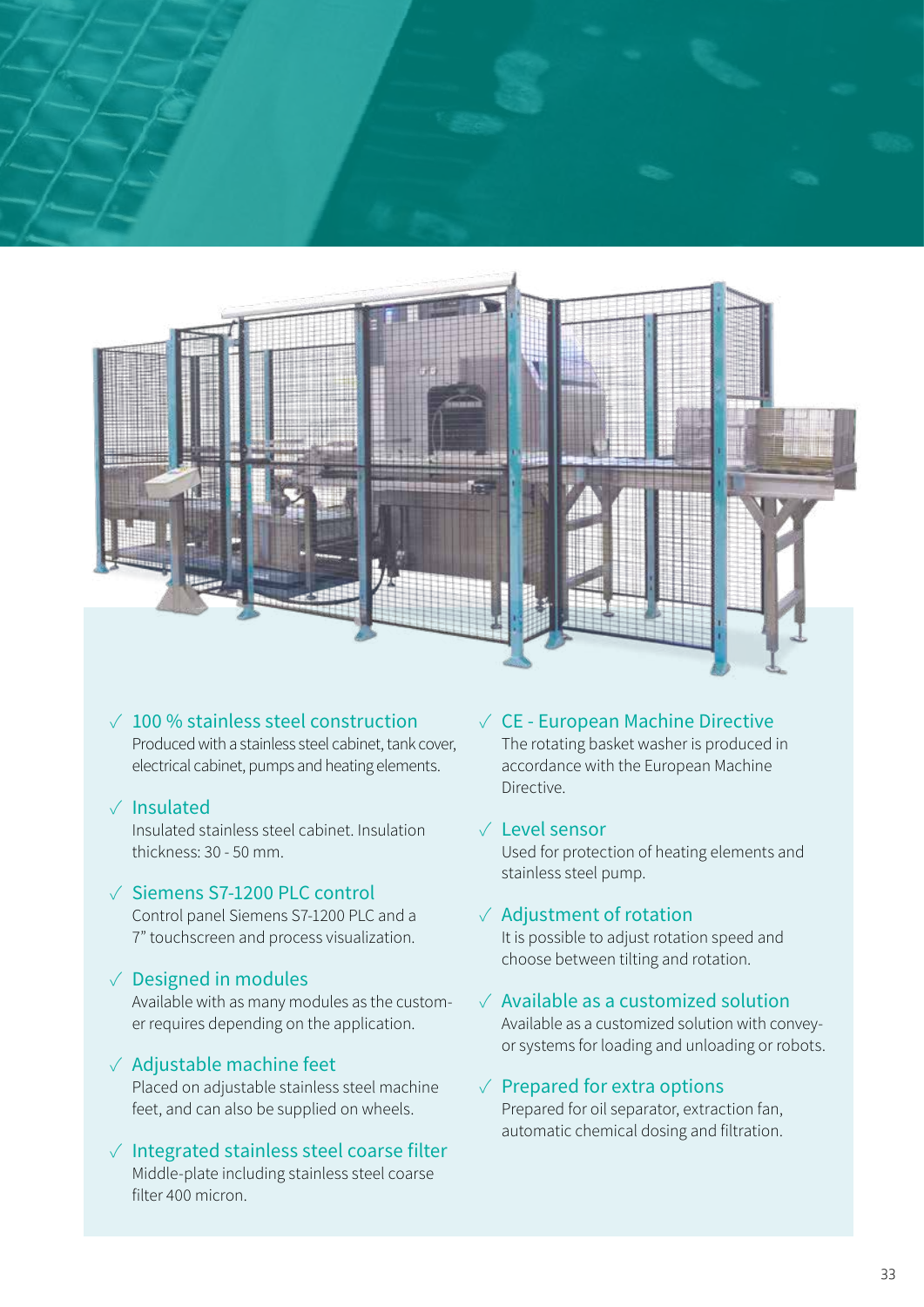✓ **100 % stainless steel construction**
Produced with a stainless steel cabinet, tank cover, electrical cabinet, pumps and heating elements.

✓ **Insulated**
Insulated stainless steel cabinet. Insulation thickness: 30 - 50 mm.

✓ **Siemens S7-1200 PLC control**
Control panel Siemens S7-1200 PLC and a 7" touchscreen and process visualization.

✓ **Designed in modules**
Available with as many modules as the customer requires depending on the application.

✓ **Adjustable machine feet**
Placed on adjustable stainless steel machine feet, and can also be supplied on wheels.

✓ **Integrated stainless steel coarse filter**
Middle-plate including stainless steel coarse filter 400 micron.

✓ **CE - European Machine Directive**
The rotating basket washer is produced in accordance with the European Machine Directive.

✓ **Level sensor**
Used for protection of heating elements and stainless steel pump.

✓ **Adjustment of rotation**
It is possible to adjust rotation speed and choose between tilting and rotation.

✓ **Available as a customized solution**
Available as a customized solution with conveyor systems for loading and unloading or robots.

✓ **Prepared for extra options**
Prepared for oil separator, extraction fan, automatic chemical dosing and filtration.